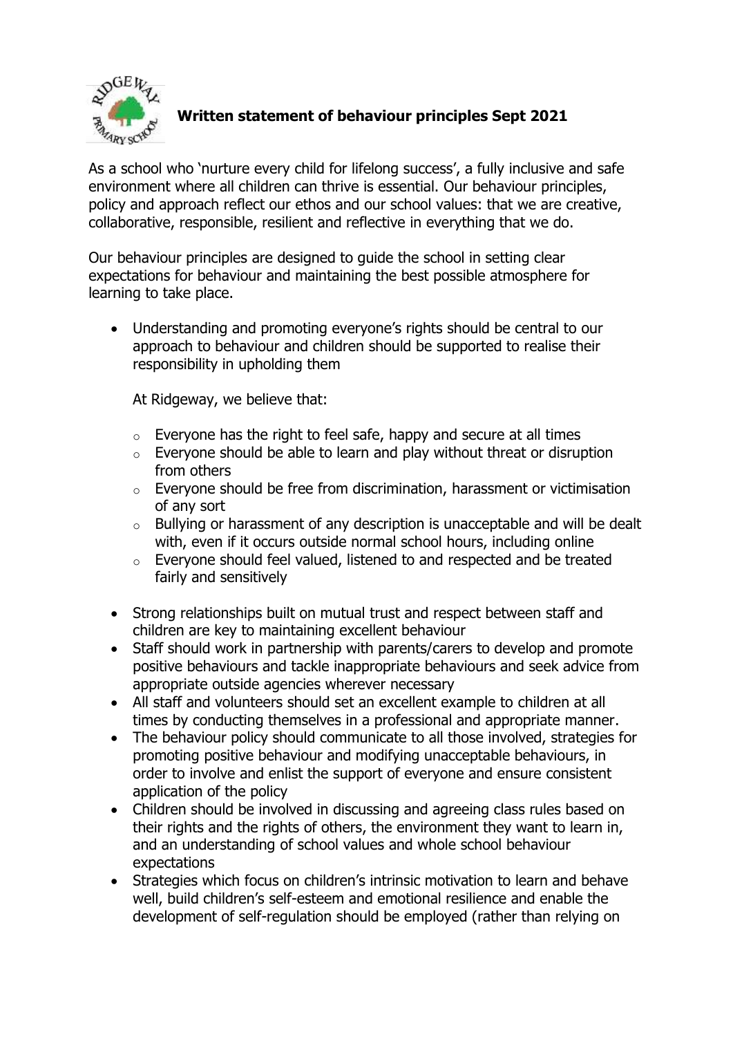# Written statement of behaviour principles Sept 2021

As a school who 'nurture every child for lifelong success', a fully inclusive and safe environment where all children can thrive is essential. Our behaviour principles, policy and approach reflect our ethos and our school values: that we are creative, collaborative, responsible, resilient and reflective in everything that we do.

Our behaviour principles are designed to guide the school in setting clear expectations for behaviour and maintaining the best possible atmosphere for learning to take place.

- Understanding and promoting everyone's rights should be central to our approach to behaviour and children should be supported to realise their responsibility in upholding them

  At Ridgeway, we believe that:

  - Everyone has the right to feel safe, happy and secure at all times
  - Everyone should be able to learn and play without threat or disruption from others
  - Everyone should be free from discrimination, harassment or victimisation of any sort
  - Bullying or harassment of any description is unacceptable and will be dealt with, even if it occurs outside normal school hours, including online
  - Everyone should feel valued, listened to and respected and be treated fairly and sensitively

- Strong relationships built on mutual trust and respect between staff and children are key to maintaining excellent behaviour
- Staff should work in partnership with parents/carers to develop and promote positive behaviours and tackle inappropriate behaviours and seek advice from appropriate outside agencies wherever necessary
- All staff and volunteers should set an excellent example to children at all times by conducting themselves in a professional and appropriate manner.
- The behaviour policy should communicate to all those involved, strategies for promoting positive behaviour and modifying unacceptable behaviours, in order to involve and enlist the support of everyone and ensure consistent application of the policy
- Children should be involved in discussing and agreeing class rules based on their rights and the rights of others, the environment they want to learn in, and an understanding of school values and whole school behaviour expectations
- Strategies which focus on children's intrinsic motivation to learn and behave well, build children's self-esteem and emotional resilience and enable the development of self-regulation should be employed (rather than relying on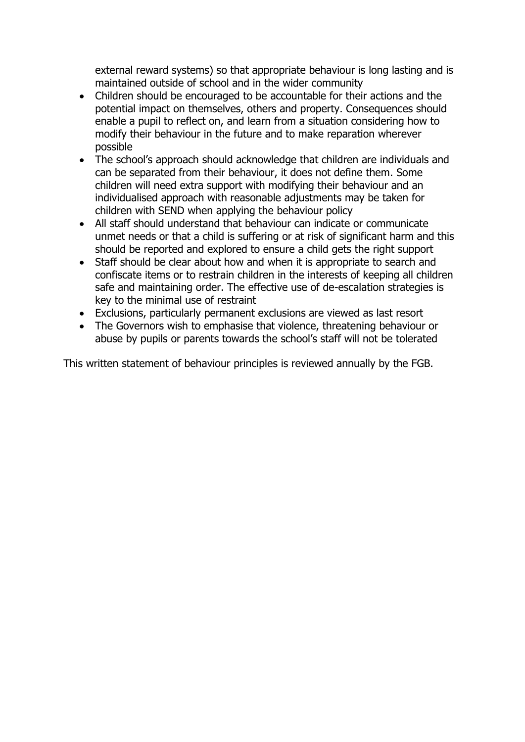external reward systems) so that appropriate behaviour is long lasting and is maintained outside of school and in the wider community

- Children should be encouraged to be accountable for their actions and the potential impact on themselves, others and property. Consequences should enable a pupil to reflect on, and learn from a situation considering how to modify their behaviour in the future and to make reparation wherever possible
- The school's approach should acknowledge that children are individuals and can be separated from their behaviour, it does not define them. Some children will need extra support with modifying their behaviour and an individualised approach with reasonable adjustments may be taken for children with SEND when applying the behaviour policy
- All staff should understand that behaviour can indicate or communicate unmet needs or that a child is suffering or at risk of significant harm and this should be reported and explored to ensure a child gets the right support
- Staff should be clear about how and when it is appropriate to search and confiscate items or to restrain children in the interests of keeping all children safe and maintaining order. The effective use of de-escalation strategies is key to the minimal use of restraint
- Exclusions, particularly permanent exclusions are viewed as last resort
- The Governors wish to emphasise that violence, threatening behaviour or abuse by pupils or parents towards the school's staff will not be tolerated

This written statement of behaviour principles is reviewed annually by the FGB.